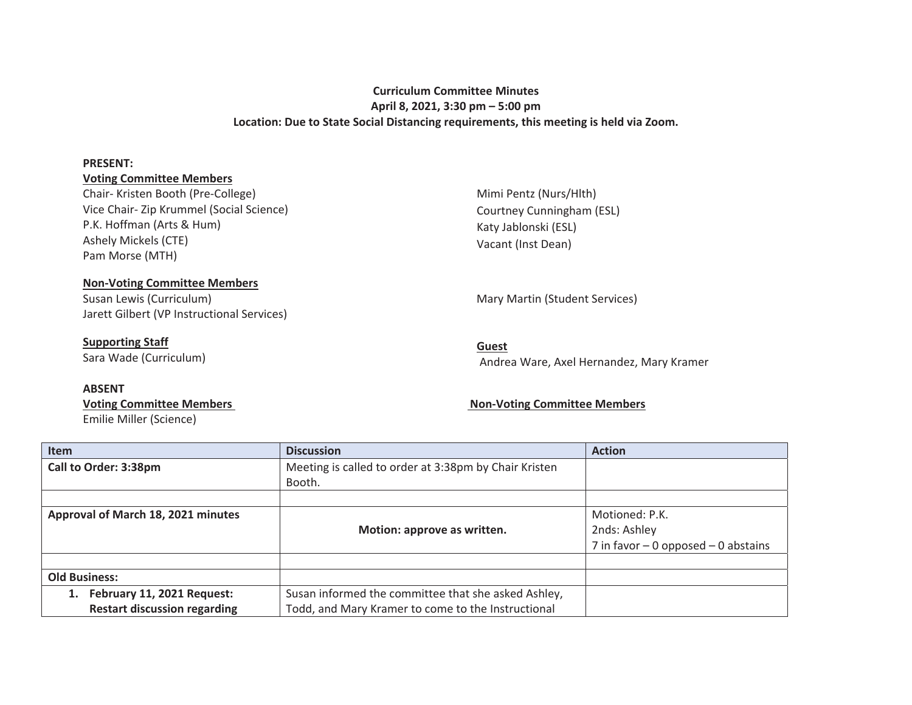**Curriculum Committee Minutes**
**April 8, 2021, 3:30 pm – 5:00 pm**
**Location: Due to State Social Distancing requirements, this meeting is held via Zoom.**

**PRESENT:**

**Voting Committee Members**

Chair- Kristen Booth (Pre-College)
Vice Chair- Zip Krummel (Social Science)
P.K. Hoffman (Arts & Hum)
Ashely Mickels (CTE)
Pam Morse (MTH)
Mimi Pentz (Nurs/Hlth)
Courtney Cunningham (ESL)
Katy Jablonski (ESL)
Vacant (Inst Dean)

**Non-Voting Committee Members**

Susan Lewis (Curriculum)
Jarett Gilbert (VP Instructional Services)
Mary Martin (Student Services)

**Supporting Staff**

Sara Wade (Curriculum)

**Guest**

Andrea Ware, Axel Hernandez, Mary Kramer

**ABSENT**

**Voting Committee Members**

Emilie Miller (Science)

**Non-Voting Committee Members**

| Item | Discussion | Action |
|---|---|---|
| **Call to Order: 3:38pm** | Meeting is called to order at 3:38pm by Chair Kristen Booth. | |
| | | |
| **Approval of March 18, 2021 minutes** | **Motion: approve as written.** | Motioned: P.K.<br>2nds: Ashley<br>7 in favor – 0 opposed – 0 abstains |
| | | |
| **Old Business:** | | |
| **1. February 11, 2021 Request: Restart discussion regarding** | Susan informed the committee that she asked Ashley, Todd, and Mary Kramer to come to the Instructional | |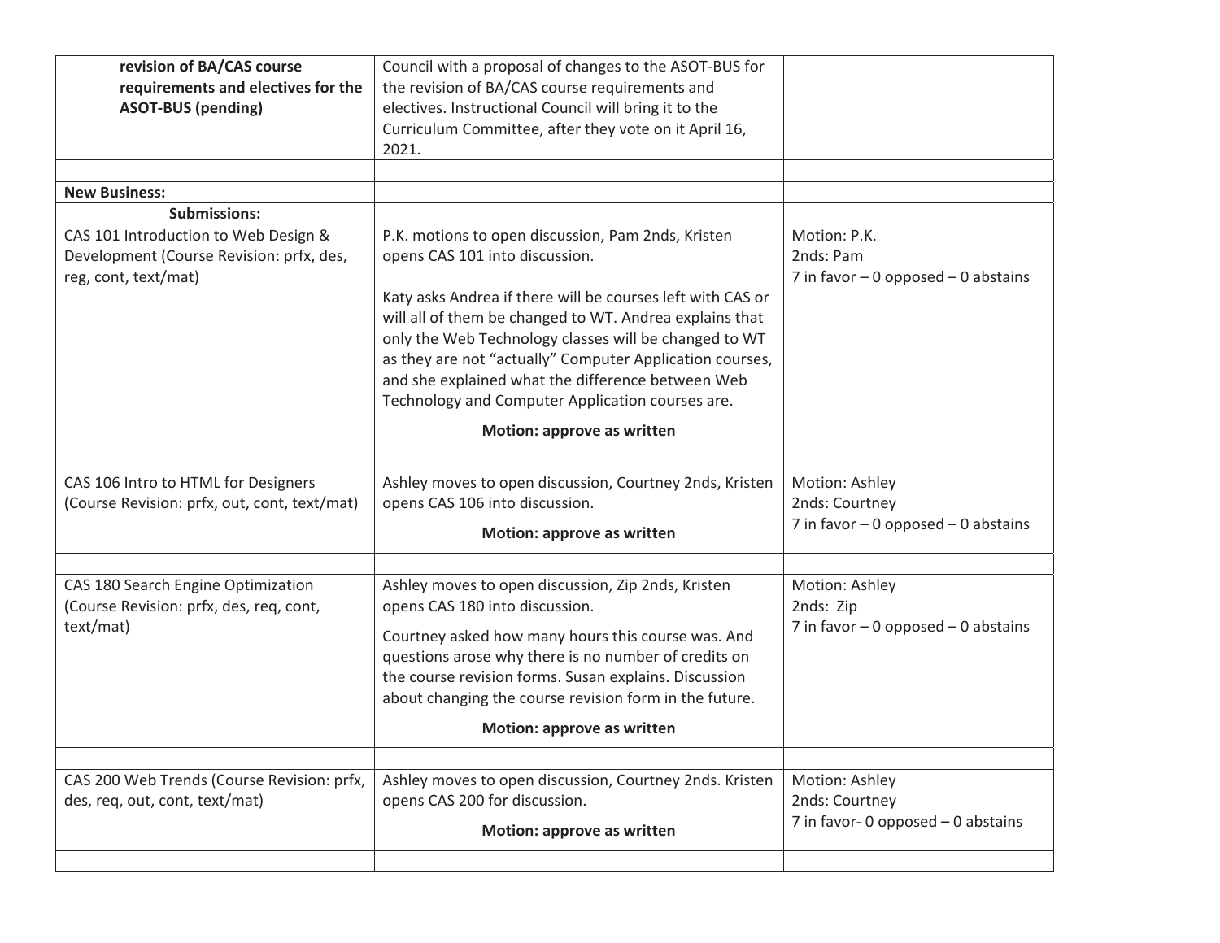| | | |
|---|---|---|
| **revision of BA/CAS course requirements and electives for the ASOT-BUS (pending)** | Council with a proposal of changes to the ASOT-BUS for the revision of BA/CAS course requirements and electives. Instructional Council will bring it to the Curriculum Committee, after they vote on it April 16, 2021. | |
| | | |
| **New Business:** | | |
| **Submissions:** | | |
| CAS 101 Introduction to Web Design & Development (Course Revision: prfx, des, reg, cont, text/mat) | P.K. motions to open discussion, Pam 2nds, Kristen opens CAS 101 into discussion.<br><br>Katy asks Andrea if there will be courses left with CAS or will all of them be changed to WT. Andrea explains that only the Web Technology classes will be changed to WT as they are not "actually" Computer Application courses, and she explained what the difference between Web Technology and Computer Application courses are.<br><br>**Motion: approve as written** | Motion: P.K.<br>2nds: Pam<br>7 in favor – 0 opposed – 0 abstains |
| | | |
| CAS 106 Intro to HTML for Designers (Course Revision: prfx, out, cont, text/mat) | Ashley moves to open discussion, Courtney 2nds, Kristen opens CAS 106 into discussion.<br><br>**Motion: approve as written** | Motion: Ashley<br>2nds: Courtney<br>7 in favor – 0 opposed – 0 abstains |
| | | |
| CAS 180 Search Engine Optimization (Course Revision: prfx, des, req, cont, text/mat) | Ashley moves to open discussion, Zip 2nds, Kristen opens CAS 180 into discussion.<br><br>Courtney asked how many hours this course was. And questions arose why there is no number of credits on the course revision forms. Susan explains. Discussion about changing the course revision form in the future.<br><br>**Motion: approve as written** | Motion: Ashley<br>2nds: Zip<br>7 in favor – 0 opposed – 0 abstains |
| | | |
| CAS 200 Web Trends (Course Revision: prfx, des, req, out, cont, text/mat) | Ashley moves to open discussion, Courtney 2nds. Kristen opens CAS 200 for discussion.<br><br>**Motion: approve as written** | Motion: Ashley<br>2nds: Courtney<br>7 in favor- 0 opposed – 0 abstains |
| | | |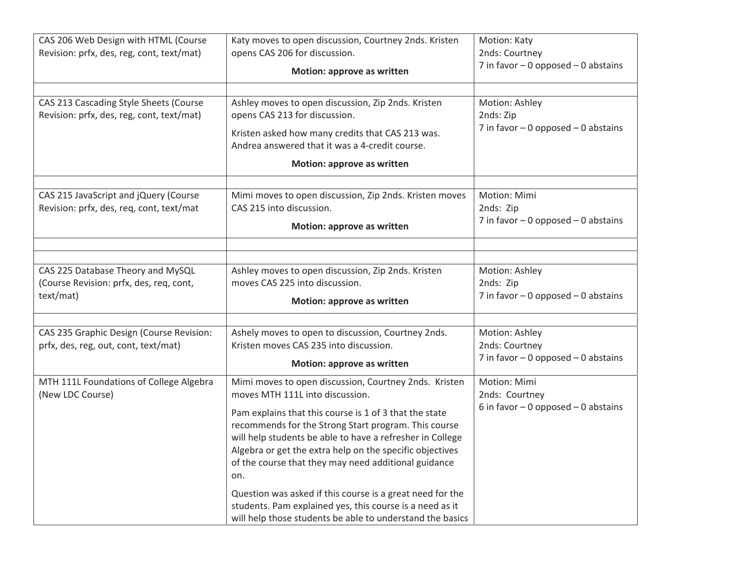| | | |
|---|---|---|
| CAS 206 Web Design with HTML (Course Revision: prfx, des, reg, cont, text/mat) | Katy moves to open discussion, Courtney 2nds. Kristen opens CAS 206 for discussion.<br><br>**Motion: approve as written** | Motion: Katy<br>2nds: Courtney<br>7 in favor – 0 opposed – 0 abstains |
| | | |
| CAS 213 Cascading Style Sheets (Course Revision: prfx, des, reg, cont, text/mat) | Ashley moves to open discussion, Zip 2nds. Kristen opens CAS 213 for discussion.<br><br>Kristen asked how many credits that CAS 213 was. Andrea answered that it was a 4-credit course.<br><br>**Motion: approve as written** | Motion: Ashley<br>2nds: Zip<br>7 in favor – 0 opposed – 0 abstains |
| | | |
| CAS 215 JavaScript and jQuery (Course Revision: prfx, des, req, cont, text/mat | Mimi moves to open discussion, Zip 2nds. Kristen moves CAS 215 into discussion.<br><br>**Motion: approve as written** | Motion: Mimi<br>2nds: Zip<br>7 in favor – 0 opposed – 0 abstains |
| | | |
| | | |
| CAS 225 Database Theory and MySQL (Course Revision: prfx, des, req, cont, text/mat) | Ashley moves to open discussion, Zip 2nds. Kristen moves CAS 225 into discussion.<br><br>**Motion: approve as written** | Motion: Ashley<br>2nds: Zip<br>7 in favor – 0 opposed – 0 abstains |
| | | |
| CAS 235 Graphic Design (Course Revision: prfx, des, reg, out, cont, text/mat) | Ashely moves to open to discussion, Courtney 2nds. Kristen moves CAS 235 into discussion.<br><br>**Motion: approve as written** | Motion: Ashley<br>2nds: Courtney<br>7 in favor – 0 opposed – 0 abstains |
| MTH 111L Foundations of College Algebra (New LDC Course) | Mimi moves to open discussion, Courtney 2nds. Kristen moves MTH 111L into discussion.<br><br>Pam explains that this course is 1 of 3 that the state recommends for the Strong Start program. This course will help students be able to have a refresher in College Algebra or get the extra help on the specific objectives of the course that they may need additional guidance on.<br><br>Question was asked if this course is a great need for the students. Pam explained yes, this course is a need as it will help those students be able to understand the basics | Motion: Mimi<br>2nds: Courtney<br>6 in favor – 0 opposed – 0 abstains |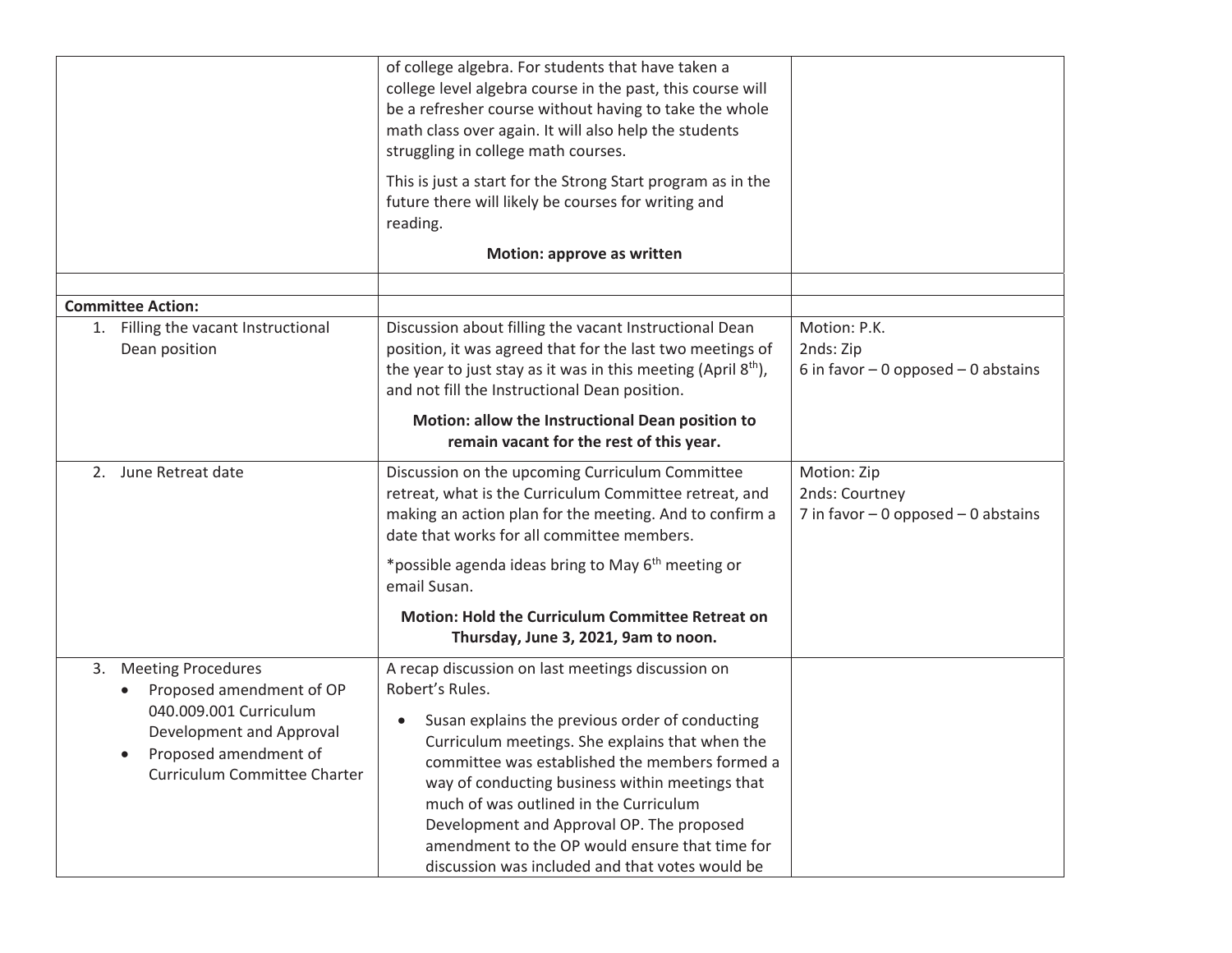| | | |
|---|---|---|
| | of college algebra. For students that have taken a college level algebra course in the past, this course will be a refresher course without having to take the whole math class over again. It will also help the students struggling in college math courses.<br><br>This is just a start for the Strong Start program as in the future there will likely be courses for writing and reading.<br><br>**Motion: approve as written** | |
| | | |
| **Committee Action:** | | |
| 1. Filling the vacant Instructional Dean position | Discussion about filling the vacant Instructional Dean position, it was agreed that for the last two meetings of the year to just stay as it was in this meeting (April 8th), and not fill the Instructional Dean position.<br><br>**Motion: allow the Instructional Dean position to remain vacant for the rest of this year.** | Motion: P.K.<br>2nds: Zip<br>6 in favor – 0 opposed – 0 abstains |
| 2. June Retreat date | Discussion on the upcoming Curriculum Committee retreat, what is the Curriculum Committee retreat, and making an action plan for the meeting. And to confirm a date that works for all committee members.<br><br>*possible agenda ideas bring to May 6th meeting or email Susan.<br><br>**Motion: Hold the Curriculum Committee Retreat on Thursday, June 3, 2021, 9am to noon.** | Motion: Zip<br>2nds: Courtney<br>7 in favor – 0 opposed – 0 abstains |
| 3. Meeting Procedures<br>• Proposed amendment of OP 040.009.001 Curriculum Development and Approval<br>• Proposed amendment of Curriculum Committee Charter | A recap discussion on last meetings discussion on Robert's Rules.<br><br>• Susan explains the previous order of conducting Curriculum meetings. She explains that when the committee was established the members formed a way of conducting business within meetings that much of was outlined in the Curriculum Development and Approval OP. The proposed amendment to the OP would ensure that time for discussion was included and that votes would be | |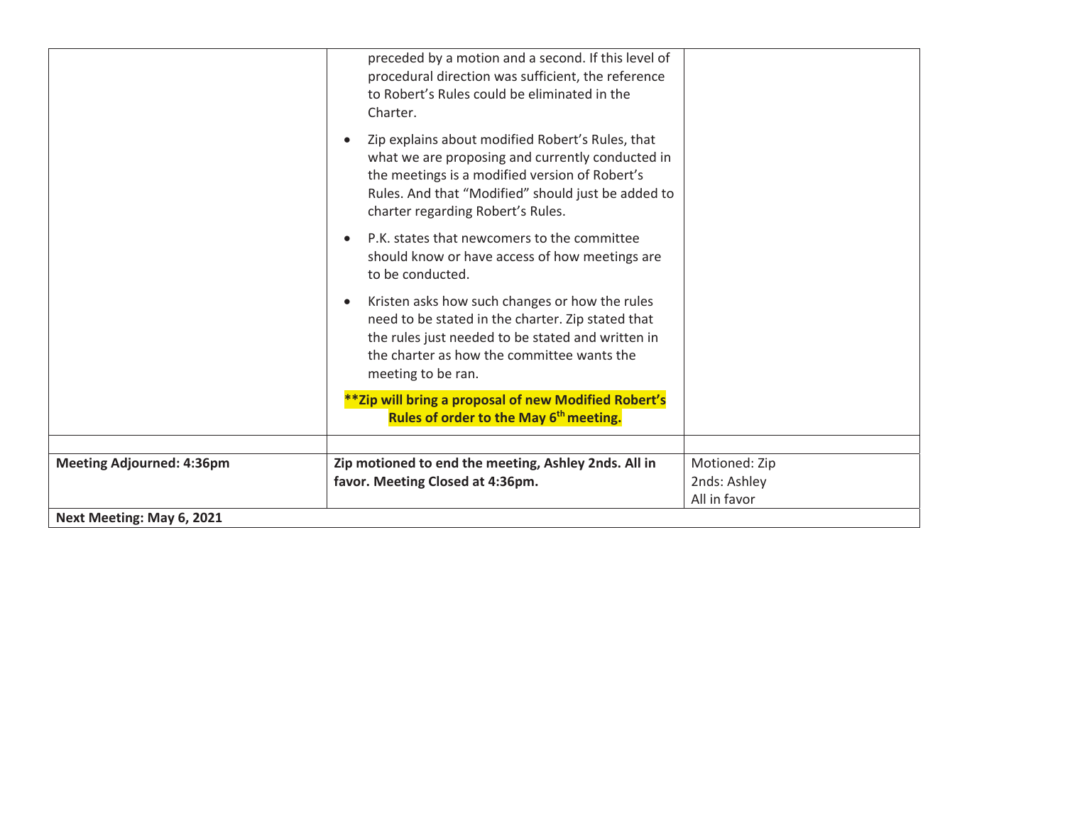| | | |
|---|---|---|
| | preceded by a motion and a second. If this level of procedural direction was sufficient, the reference to Robert's Rules could be eliminated in the Charter. <br>• Zip explains about modified Robert's Rules, that what we are proposing and currently conducted in the meetings is a modified version of Robert's Rules. And that "Modified" should just be added to charter regarding Robert's Rules. <br>• P.K. states that newcomers to the committee should know or have access of how meetings are to be conducted. <br>• Kristen asks how such changes or how the rules need to be stated in the charter. Zip stated that the rules just needed to be stated and written in the charter as how the committee wants the meeting to be ran. <br>**\*\*Zip will bring a proposal of new Modified Robert's Rules of order to the May 6th meeting.** | |
| | | |
| **Meeting Adjourned: 4:36pm** | **Zip motioned to end the meeting, Ashley 2nds. All in favor. Meeting Closed at 4:36pm.** | Motioned: Zip<br>2nds: Ashley<br>All in favor |
| **Next Meeting: May 6, 2021** | | |